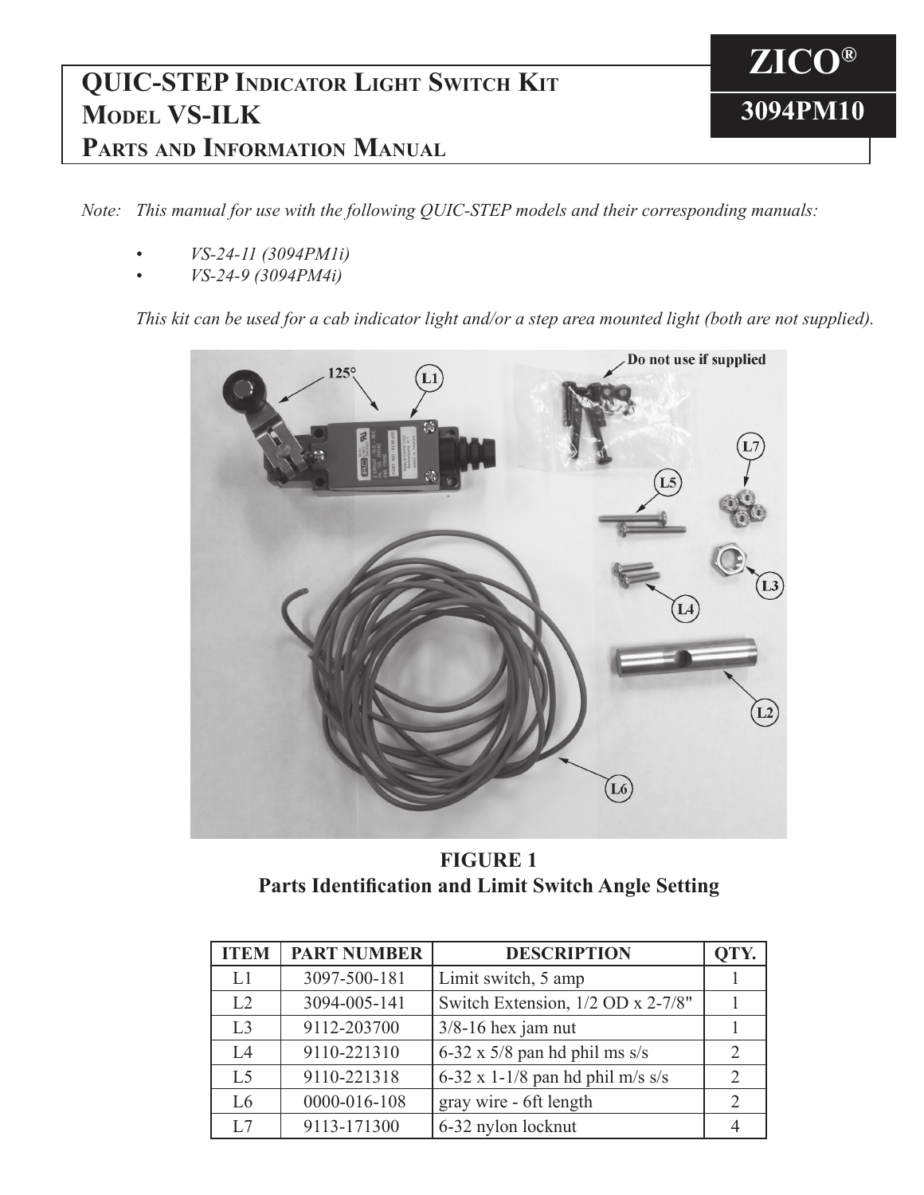# QUIC-STEP Indicator Light Switch Kit Model VS-ILK Parts and Information Manual

**ZICO®**

**3094PM10**

*Note: This manual for use with the following QUIC-STEP models and their corresponding manuals:*

- *VS-24-11 (3094PM1i)*
- *VS-24-9 (3094PM4i)*

*This kit can be used for a cab indicator light and/or a step area mounted light (both are not supplied).*

**FIGURE 1**
**Parts Identification and Limit Switch Angle Setting**

| ITEM | PART NUMBER | DESCRIPTION | QTY. |
|---|---|---|---|
| L1 | 3097-500-181 | Limit switch, 5 amp | 1 |
| L2 | 3094-005-141 | Switch Extension, 1/2 OD x 2-7/8" | 1 |
| L3 | 9112-203700 | 3/8-16 hex jam nut | 1 |
| L4 | 9110-221310 | 6-32 x 5/8 pan hd phil ms s/s | 2 |
| L5 | 9110-221318 | 6-32 x 1-1/8 pan hd phil m/s s/s | 2 |
| L6 | 0000-016-108 | gray wire - 6ft length | 2 |
| L7 | 9113-171300 | 6-32 nylon locknut | 4 |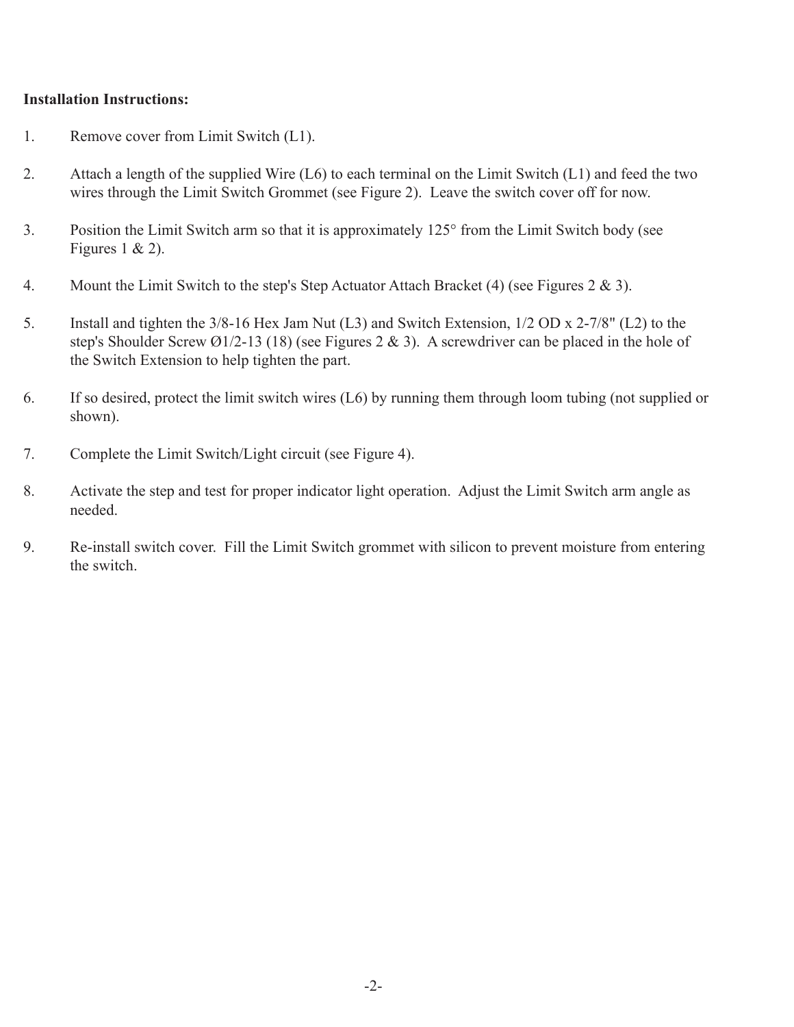**Installation Instructions:**

1. Remove cover from Limit Switch (L1).

2. Attach a length of the supplied Wire (L6) to each terminal on the Limit Switch (L1) and feed the two wires through the Limit Switch Grommet (see Figure 2). Leave the switch cover off for now.

3. Position the Limit Switch arm so that it is approximately 125° from the Limit Switch body (see Figures 1 & 2).

4. Mount the Limit Switch to the step's Step Actuator Attach Bracket (4) (see Figures 2 & 3).

5. Install and tighten the 3/8-16 Hex Jam Nut (L3) and Switch Extension, 1/2 OD x 2-7/8" (L2) to the step's Shoulder Screw Ø1/2-13 (18) (see Figures 2 & 3). A screwdriver can be placed in the hole of the Switch Extension to help tighten the part.

6. If so desired, protect the limit switch wires (L6) by running them through loom tubing (not supplied or shown).

7. Complete the Limit Switch/Light circuit (see Figure 4).

8. Activate the step and test for proper indicator light operation. Adjust the Limit Switch arm angle as needed.

9. Re-install switch cover. Fill the Limit Switch grommet with silicon to prevent moisture from entering the switch.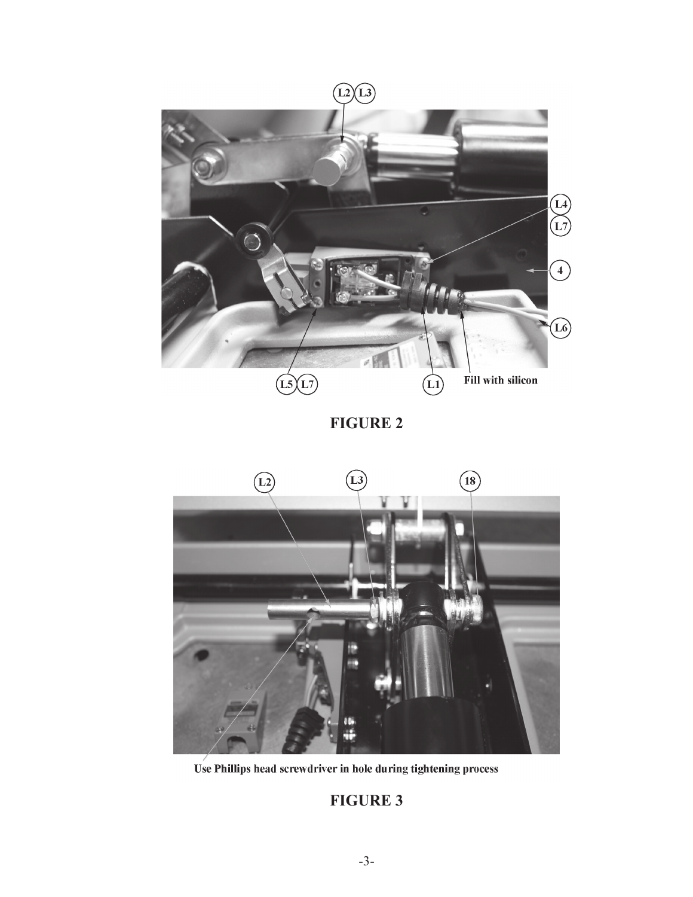L2 L3

L4

L7

4

L6

L5 L7

L1

Fill with silicon

**FIGURE 2**

L2

L3

18

Use Phillips head screwdriver in hole during tightening process

**FIGURE 3**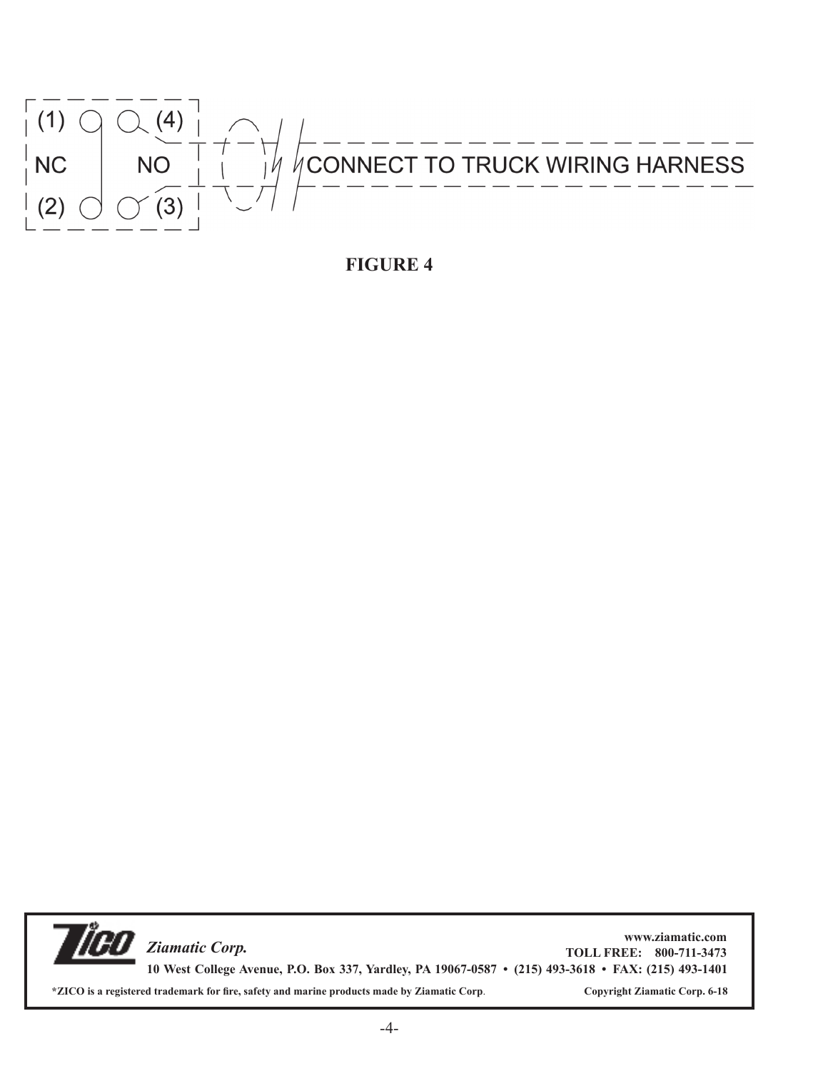(1) (4)

NC NO

(2) (3)

CONNECT TO TRUCK WIRING HARNESS

**FIGURE 4**

*Ziamatic Corp.*

**www.ziamatic.com**

**TOLL FREE: 800-711-3473**

**10 West College Avenue, P.O. Box 337, Yardley, PA 19067-0587 • (215) 493-3618 • FAX: (215) 493-1401**

**\*ZICO is a registered trademark for fire, safety and marine products made by Ziamatic Corp.** **Copyright Ziamatic Corp. 6-18**